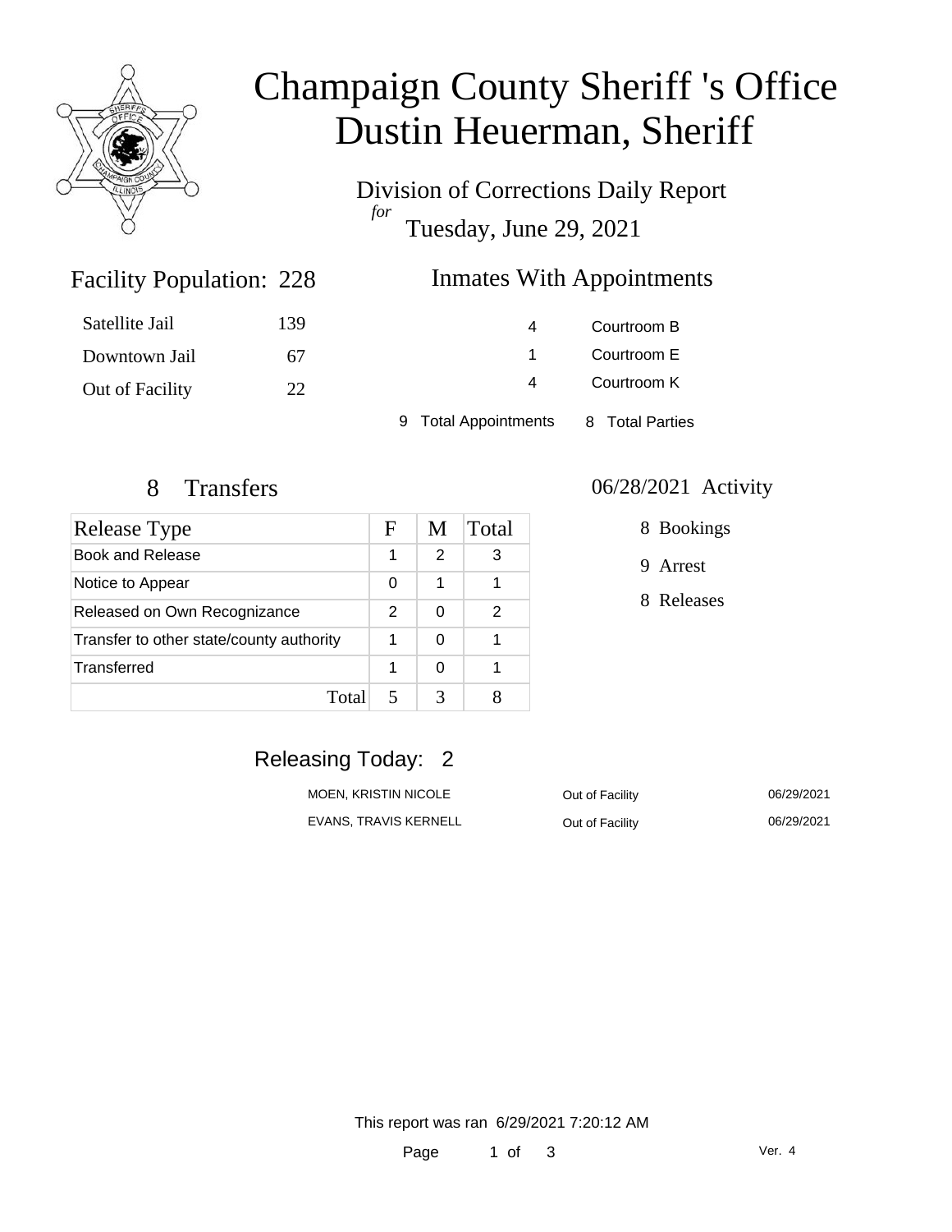# Champaign County Sheriff 's Office
# Dustin Heuerman, Sheriff

Division of Corrections Daily Report
*for*
Tuesday, June 29, 2021

## Facility Population: 228

| | |
|---|---|
| Satellite Jail | 139 |
| Downtown Jail | 67 |
| Out of Facility | 22 |

## Inmates With Appointments

| | |
|---|---|
| 4 | Courtroom B |
| 1 | Courtroom E |
| 4 | Courtroom K |

9 Total Appointments    8 Total Parties

## 8 Transfers

| Release Type | F | M | Total |
|---|---|---|---|
| Book and Release | 1 | 2 | 3 |
| Notice to Appear | 0 | 1 | 1 |
| Released on Own Recognizance | 2 | 0 | 2 |
| Transfer to other state/county authority | 1 | 0 | 1 |
| Transferred | 1 | 0 | 1 |
| Total | 5 | 3 | 8 |

## 06/28/2021 Activity

- 8 Bookings
- 9 Arrest
- 8 Releases

## Releasing Today: 2

| | | |
|---|---|---|
| MOEN, KRISTIN NICOLE | Out of Facility | 06/29/2021 |
| EVANS, TRAVIS KERNELL | Out of Facility | 06/29/2021 |

This report was ran 6/29/2021 7:20:12 AM

Ver. 4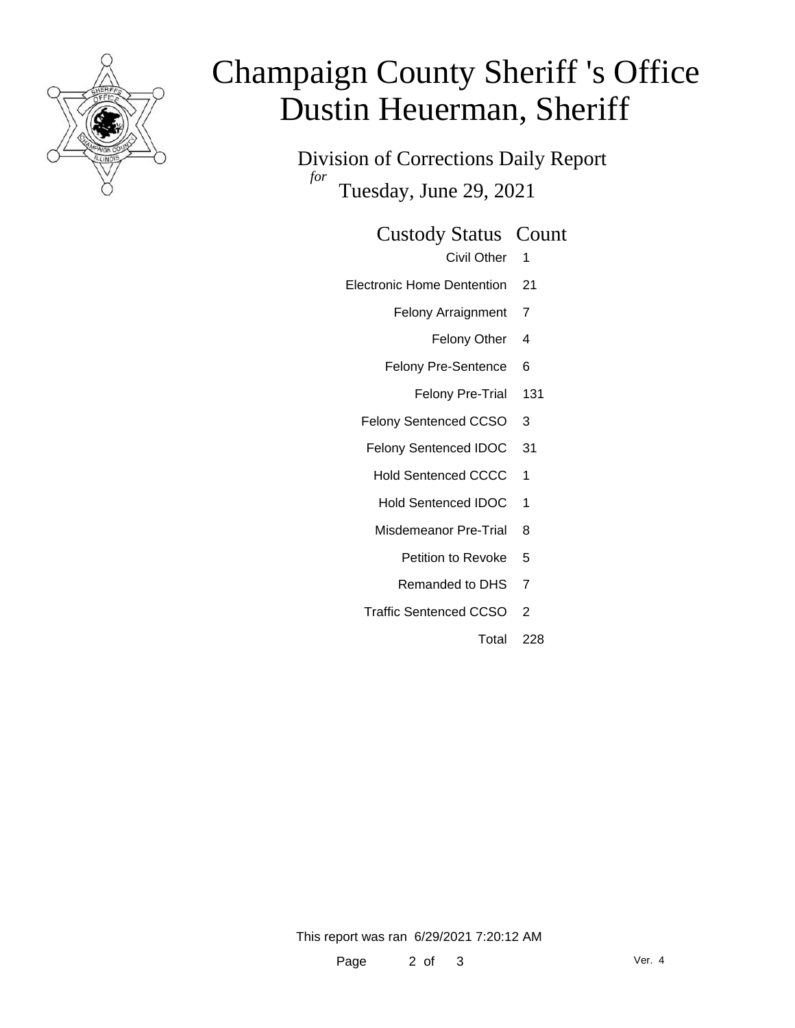# Champaign County Sheriff 's Office
# Dustin Heuerman, Sheriff

Division of Corrections Daily Report

*for*

Tuesday, June 29, 2021

| Custody Status | Count |
|---|---|
| Civil Other | 1 |
| Electronic Home Dentention | 21 |
| Felony Arraignment | 7 |
| Felony Other | 4 |
| Felony Pre-Sentence | 6 |
| Felony Pre-Trial | 131 |
| Felony Sentenced CCSO | 3 |
| Felony Sentenced IDOC | 31 |
| Hold Sentenced CCCC | 1 |
| Hold Sentenced IDOC | 1 |
| Misdemeanor Pre-Trial | 8 |
| Petition to Revoke | 5 |
| Remanded to DHS | 7 |
| Traffic Sentenced CCSO | 2 |
| Total | 228 |

This report was ran 6/29/2021 7:20:12 AM

Ver. 4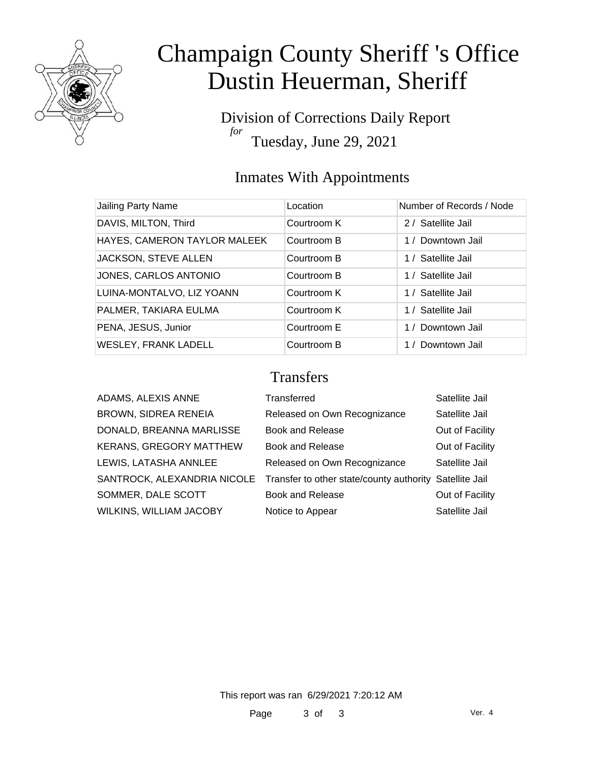# Champaign County Sheriff 's Office
# Dustin Heuerman, Sheriff

Division of Corrections Daily Report
*for*
Tuesday, June 29, 2021

## Inmates With Appointments

| Jailing Party Name | Location | Number of Records / Node |
|---|---|---|
| DAVIS, MILTON, Third | Courtroom K | 2 / Satellite Jail |
| HAYES, CAMERON TAYLOR MALEEK | Courtroom B | 1 / Downtown Jail |
| JACKSON, STEVE ALLEN | Courtroom B | 1 / Satellite Jail |
| JONES, CARLOS ANTONIO | Courtroom B | 1 / Satellite Jail |
| LUINA-MONTALVO, LIZ YOANN | Courtroom K | 1 / Satellite Jail |
| PALMER, TAKIARA EULMA | Courtroom K | 1 / Satellite Jail |
| PENA, JESUS, Junior | Courtroom E | 1 / Downtown Jail |
| WESLEY, FRANK LADELL | Courtroom B | 1 / Downtown Jail |

## Transfers

| | | |
|---|---|---|
| ADAMS, ALEXIS ANNE | Transferred | Satellite Jail |
| BROWN, SIDREA RENEIA | Released on Own Recognizance | Satellite Jail |
| DONALD, BREANNA MARLISSE | Book and Release | Out of Facility |
| KERANS, GREGORY MATTHEW | Book and Release | Out of Facility |
| LEWIS, LATASHA ANNLEE | Released on Own Recognizance | Satellite Jail |
| SANTROCK, ALEXANDRIA NICOLE | Transfer to other state/county authority | Satellite Jail |
| SOMMER, DALE SCOTT | Book and Release | Out of Facility |
| WILKINS, WILLIAM JACOBY | Notice to Appear | Satellite Jail |

This report was ran 6/29/2021 7:20:12 AM

Ver. 4